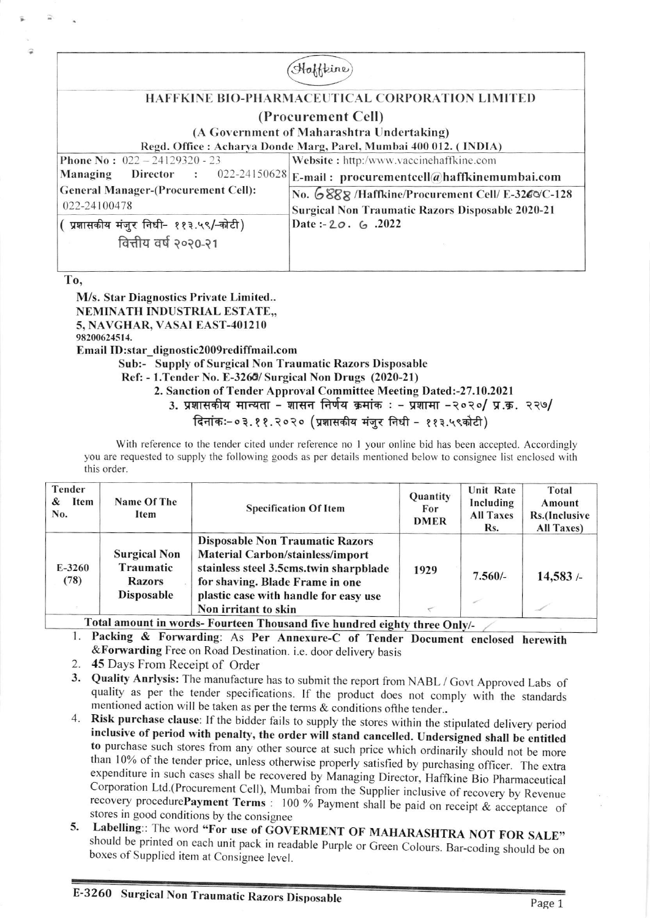(Haffkine)

## HAFFKINE BIO-PHARMACEUTICAL CORPORATION LIMITED

### (Procurement Cell)

(A Government of Maharashtra Undertaking)

Regd. Office : Acharya Donde Marg, Parel, Mumbai 400 012. ( INDIA)

| | |
|---|---|
| **Phone No :** 022 – 24129320 - 23 | **Website :** http:/www.vaccinehaffkine.com |
| **Managing Director :** 022-24150628 | **E-mail : procurementcell@haffkinemumbai.com** |
| **General Manager-(Procurement Cell):** 022-24100478 | **No. 6888 /Haffkine/Procurement Cell/ E-3260/C-128 Surgical Non Traumatic Razors Disposable 2020-21** |
| ( प्रशासकीय मंजुर निधी- ११३.५९/-कोटी) वित्तीय वर्ष २०२०-२१ | Date :- 20. 6 .2022 |

To,

**M/s. Star Diagnostics Private Limited..**
**NEMINATH INDUSTRIAL ESTATE,,**
**5, NAVGHAR, VASAI EAST-401210**
**98200624514.**
**Email ID:star_dignostic2009rediffmail.com**

**Sub:- Supply of Surgical Non Traumatic Razors Disposable**

**Ref: - 1.Tender No. E-3260/ Surgical Non Drugs (2020-21)**

**2. Sanction of Tender Approval Committee Meeting Dated:-27.10.2021**

**3. प्रशासकीय मान्यता - शासन निर्णय क्रमांक : - प्रशामा -२०२०/ प्र.क्र. २२७/ दिनांकः-०३.११.२०२० (प्रशासकीय मंजुर निधी - ११३.५९कोटी)**

With reference to the tender cited under reference no 1 your online bid has been accepted. Accordingly you are requested to supply the following goods as per details mentioned below to consignee list enclosed with this order.

| Tender & Item No. | Name Of The Item | Specification Of Item | Quantity For DMER | Unit Rate Including All Taxes Rs. | Total Amount Rs.(Inclusive All Taxes) |
|---|---|---|---|---|---|
| E-3260 (78) | **Surgical Non Traumatic Razors Disposable** | **Disposable Non Traumatic Razors Material Carbon/stainless/import stainless steel 3.5cms.twin sharpblade for shaving. Blade Frame in one plastic case with handle for easy use Non irritant to skin** | 1929 | 7.560/- | 14,583 /- |
| **Total amount in words- Fourteen Thousand five hundred eighty three Only/-** | | | | | |

1. **Packing & Forwarding**: As **Per Annexure-C of Tender Document enclosed herewith &Forwarding** Free on Road Destination. i.e. door delivery basis
2. **45** Days From Receipt of Order
3. **Quality Anrlysis:** The manufacture has to submit the report from NABL / Govt Approved Labs of quality as per the tender specifications. If the product does not comply with the standards mentioned action will be taken as per the terms & conditions ofthe tender..
4. **Risk purchase clause**: If the bidder fails to supply the stores within the stipulated delivery period **inclusive of period with penalty, the order will stand cancelled. Undersigned shall be entitled to** purchase such stores from any other source at such price which ordinarily should not be more than 10% of the tender price, unless otherwise properly satisfied by purchasing officer. The extra expenditure in such cases shall be recovered by Managing Director, Haffkine Bio Pharmaceutical Corporation Ltd.(Procurement Cell), Mumbai from the Supplier inclusive of recovery by Revenue recovery procedure**Payment Terms** : 100 % Payment shall be paid on receipt & acceptance of stores in good conditions by the consignee
5. **Labelling**:: The word **"For use of GOVERMENT OF MAHARASHTRA NOT FOR SALE"** should be printed on each unit pack in readable Purple or Green Colours. Bar-coding should be on boxes of Supplied item at Consignee level.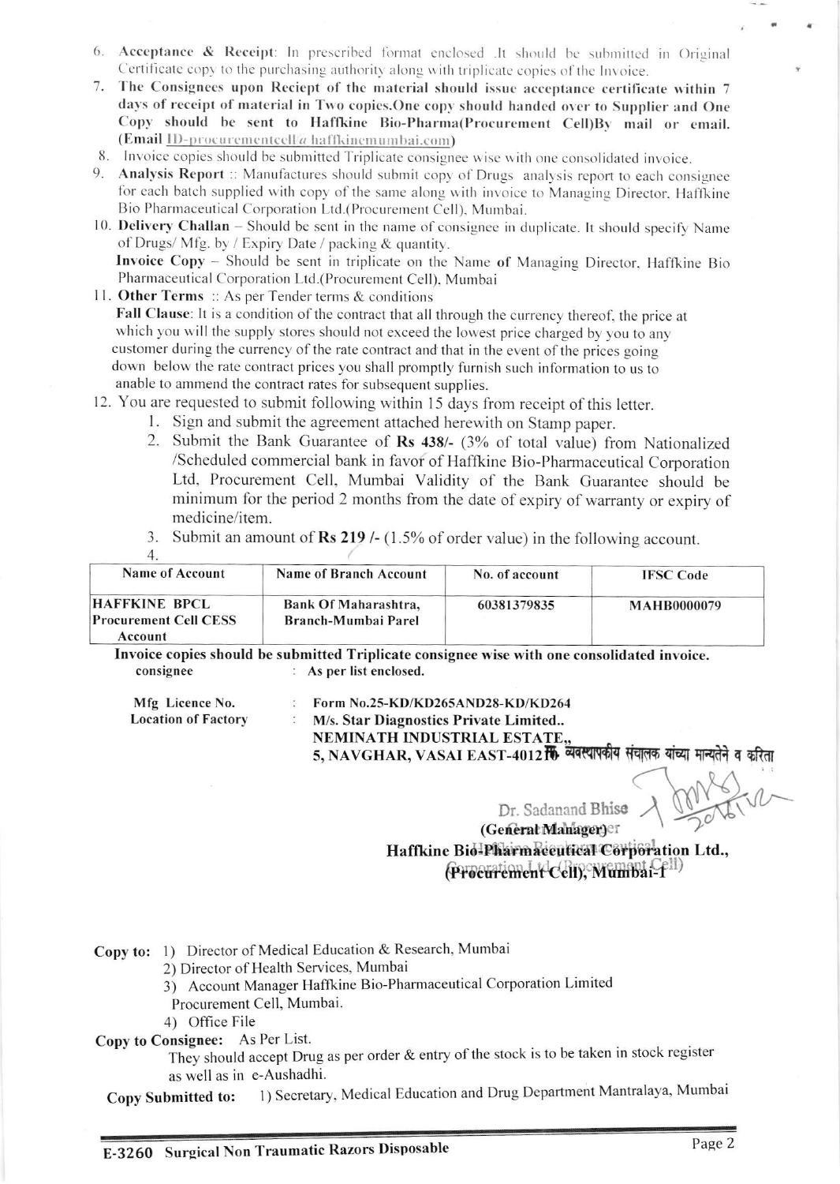6. **Acceptance & Receipt**: In prescribed format enclosed .It should be submitted in Original Certificate copy to the purchasing authority along with triplicate copies of the Invoice.
7. **The Consignees upon Reciept of the material should issue acceptance certificate within 7 days of receipt of material in Two copies.One copy should handed over to Supplier and One Copy should be sent to Haffkine Bio-Pharma(Procurement Cell)By mail or email. (Email ID-procurementcell@haffkinemumbai.com)**
8. Invoice copies should be submitted Triplicate consignee wise with one consolidated invoice.
9. **Analysis Report** :: Manufactures should submit copy of Drugs analysis report to each consignee for each batch supplied with copy of the same along with invoice to Managing Director. Haffkine Bio Pharmaceutical Corporation Ltd.(Procurement Cell), Mumbai.
10. **Delivery Challan** – Should be sent in the name of consignee in duplicate. It should specify Name of Drugs/ Mfg. by / Expiry Date / packing & quantity.
    **Invoice Copy** – Should be sent in triplicate on the Name **of** Managing Director, Haffkine Bio Pharmaceutical Corporation Ltd.(Procurement Cell), Mumbai
11. **Other Terms** :: As per Tender terms & conditions
    **Fall Clause**: It is a condition of the contract that all through the currency thereof, the price at which you will the supply stores should not exceed the lowest price charged by you to any customer during the currency of the rate contract and that in the event of the prices going down below the rate contract prices you shall promptly furnish such information to us to anable to ammend the contract rates for subsequent supplies.
12. You are requested to submit following within 15 days from receipt of this letter.
    1. Sign and submit the agreement attached herewith on Stamp paper.
    2. Submit the Bank Guarantee of **Rs 438/-** (3% of total value) from Nationalized /Scheduled commercial bank in favor of Haffkine Bio-Pharmaceutical Corporation Ltd, Procurement Cell, Mumbai Validity of the Bank Guarantee should be minimum for the period 2 months from the date of expiry of warranty or expiry of medicine/item.
    3. Submit an amount of **Rs 219 /-** (1.5% of order value) in the following account.
    4.

| Name of Account | Name of Branch Account | No. of account | IFSC Code |
|---|---|---|---|
| **HAFFKINE BPCL Procurement Cell CESS Account** | **Bank Of Maharashtra, Branch-Mumbai Parel** | **60381379835** | **MAHB0000079** |

**Invoice copies should be submitted Triplicate consignee wise with one consolidated invoice.**

**consignee** : **As per list enclosed.**

**Mfg Licence No.** : **Form No.25-KD/KD265AND28-KD/KD264**

**Location of Factory** : **M/s. Star Diagnostics Private Limited..**
**NEMINATH INDUSTRIAL ESTATE,,**
**5, NAVGHAR, VASAI EAST-4012** व्यवस्थापकीय संचालक यांच्या मान्यतेने व करिता

Dr. Sadanand Bhise
**(General Manager)**
**Haffkine Bio-Pharmaceutical Corporation Ltd.,**
**(Procurement Cell), Mumbai-1**

**Copy to:** 1) Director of Medical Education & Research, Mumbai
2) Director of Health Services, Mumbai
3) Account Manager Haffkine Bio-Pharmaceutical Corporation Limited Procurement Cell, Mumbai.
4) Office File

**Copy to Consignee:** As Per List.
They should accept Drug as per order & entry of the stock is to be taken in stock register as well as in e-Aushadhi.

**Copy Submitted to:** 1) Secretary, Medical Education and Drug Department Mantralaya, Mumbai

**E-3260 Surgical Non Traumatic Razors Disposable**